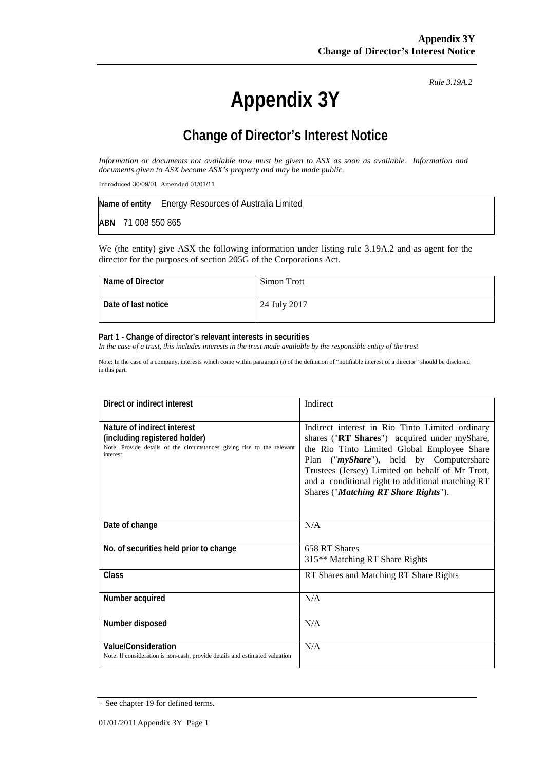*Rule 3.19A.2*

# Appendix 3Y

## Change of Director's Interest Notice

*Information or documents not available now must be given to ASX as soon as available. Information and documents given to ASX become ASX's property and may be made public.*

Introduced 30/09/01 Amended 01/01/11

| **Name of entity** Energy Resources of Australia Limited |
|---|
| **ABN** 71 008 550 865 |

We (the entity) give ASX the following information under listing rule 3.19A.2 and as agent for the director for the purposes of section 205G of the Corporations Act.

| **Name of Director** | Simon Trott |
|---|---|
| **Date of last notice** | 24 July 2017 |

**Part 1 - Change of director's relevant interests in securities**

*In the case of a trust, this includes interests in the trust made available by the responsible entity of the trust*

Note: In the case of a company, interests which come within paragraph (i) of the definition of "notifiable interest of a director" should be disclosed in this part.

| **Direct or indirect interest** | Indirect |
|---|---|
| **Nature of indirect interest (including registered holder)**<br>Note: Provide details of the circumstances giving rise to the relevant interest. | Indirect interest in Rio Tinto Limited ordinary shares ("**RT Shares**") acquired under myShare, the Rio Tinto Limited Global Employee Share Plan ("***myShare***"), held by Computershare Trustees (Jersey) Limited on behalf of Mr Trott, and a conditional right to additional matching RT Shares ("***Matching RT Share Rights***"). |
| **Date of change** | N/A |
| **No. of securities held prior to change** | 658 RT Shares<br>315** Matching RT Share Rights |
| **Class** | RT Shares and Matching RT Share Rights |
| **Number acquired** | N/A |
| **Number disposed** | N/A |
| **Value/Consideration**<br>Note: If consideration is non-cash, provide details and estimated valuation | N/A |

+ See chapter 19 for defined terms.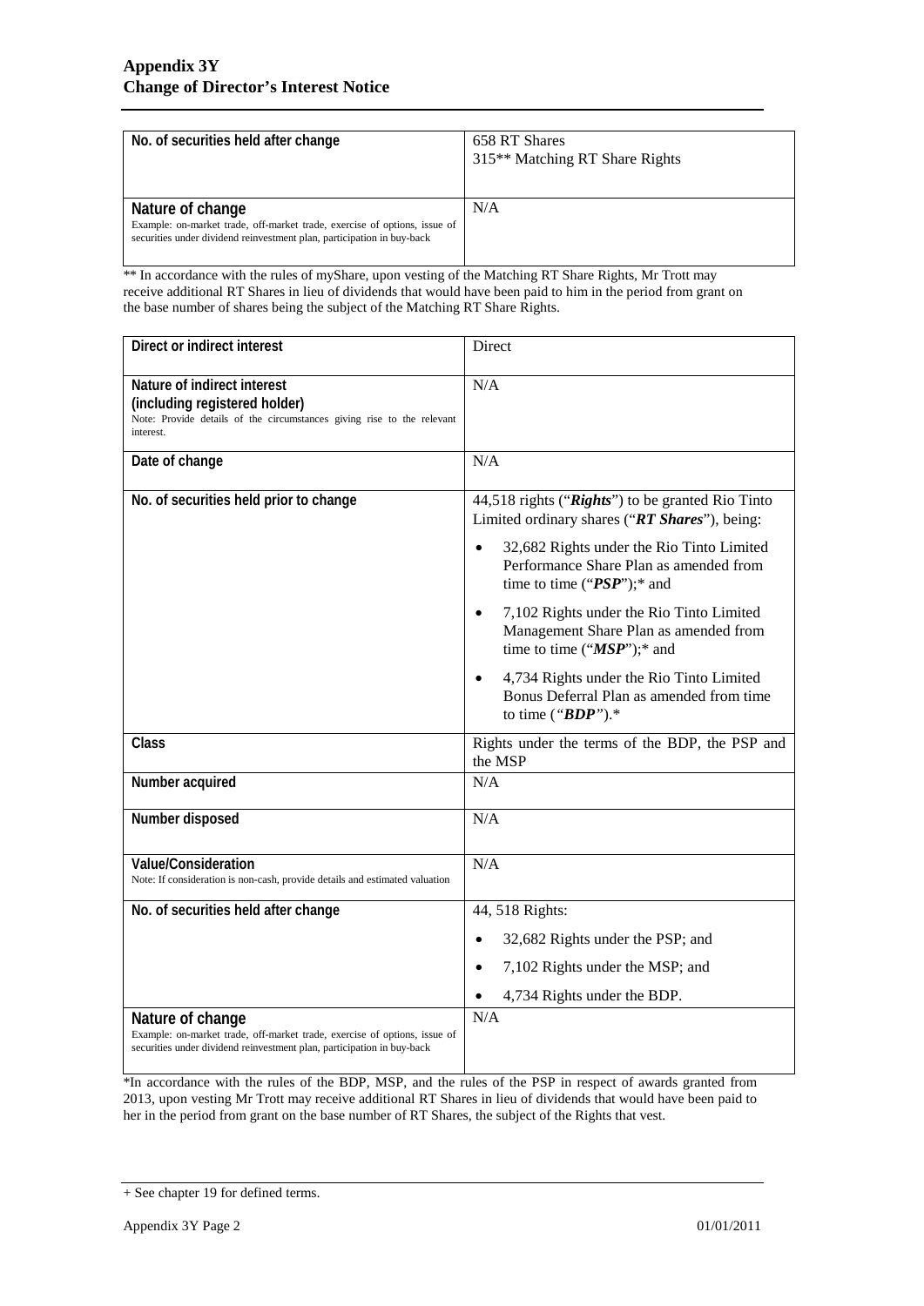| | |
|---|---|
| **No. of securities held after change** | 658 RT Shares<br>315** Matching RT Share Rights |
| **Nature of change**<br>Example: on-market trade, off-market trade, exercise of options, issue of securities under dividend reinvestment plan, participation in buy-back | N/A |

** In accordance with the rules of myShare, upon vesting of the Matching RT Share Rights, Mr Trott may receive additional RT Shares in lieu of dividends that would have been paid to him in the period from grant on the base number of shares being the subject of the Matching RT Share Rights.

| | |
|---|---|
| **Direct or indirect interest** | Direct |
| **Nature of indirect interest (including registered holder)**<br>Note: Provide details of the circumstances giving rise to the relevant interest. | N/A |
| **Date of change** | N/A |
| **No. of securities held prior to change** | 44,518 rights ("***Rights***") to be granted Rio Tinto Limited ordinary shares ("***RT Shares***"), being:<br>• 32,682 Rights under the Rio Tinto Limited Performance Share Plan as amended from time to time ("***PSP***");* and<br>• 7,102 Rights under the Rio Tinto Limited Management Share Plan as amended from time to time ("***MSP***");* and<br>• 4,734 Rights under the Rio Tinto Limited Bonus Deferral Plan as amended from time to time ("***BDP***").* |
| **Class** | Rights under the terms of the BDP, the PSP and the MSP |
| **Number acquired** | N/A |
| **Number disposed** | N/A |
| **Value/Consideration**<br>Note: If consideration is non-cash, provide details and estimated valuation | N/A |
| **No. of securities held after change** | 44, 518 Rights:<br>• 32,682 Rights under the PSP; and<br>• 7,102 Rights under the MSP; and<br>• 4,734 Rights under the BDP. |
| **Nature of change**<br>Example: on-market trade, off-market trade, exercise of options, issue of securities under dividend reinvestment plan, participation in buy-back | N/A |

*In accordance with the rules of the BDP, MSP, and the rules of the PSP in respect of awards granted from 2013, upon vesting Mr Trott may receive additional RT Shares in lieu of dividends that would have been paid to her in the period from grant on the base number of RT Shares, the subject of the Rights that vest.

+ See chapter 19 for defined terms.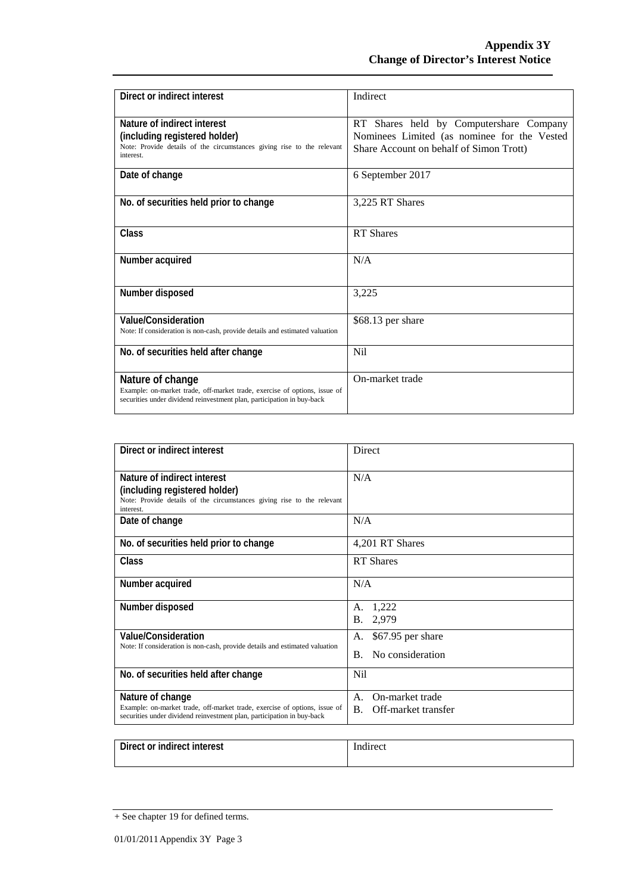| Direct or indirect interest | Indirect |
| --- | --- |
| **Nature of indirect interest (including registered holder)**<br>Note: Provide details of the circumstances giving rise to the relevant interest. | RT Shares held by Computershare Company Nominees Limited (as nominee for the Vested Share Account on behalf of Simon Trott) |
| **Date of change** | 6 September 2017 |
| **No. of securities held prior to change** | 3,225 RT Shares |
| **Class** | RT Shares |
| **Number acquired** | N/A |
| **Number disposed** | 3,225 |
| **Value/Consideration**<br>Note: If consideration is non-cash, provide details and estimated valuation | $68.13 per share |
| **No. of securities held after change** | Nil |
| **Nature of change**<br>Example: on-market trade, off-market trade, exercise of options, issue of securities under dividend reinvestment plan, participation in buy-back | On-market trade |

| Direct or indirect interest | Direct |
| --- | --- |
| **Nature of indirect interest (including registered holder)**<br>Note: Provide details of the circumstances giving rise to the relevant interest. | N/A |
| **Date of change** | N/A |
| **No. of securities held prior to change** | 4,201 RT Shares |
| **Class** | RT Shares |
| **Number acquired** | N/A |
| **Number disposed** | A. 1,222<br>B. 2,979 |
| **Value/Consideration**<br>Note: If consideration is non-cash, provide details and estimated valuation | A. $67.95 per share<br>B. No consideration |
| **No. of securities held after change** | Nil |
| **Nature of change**<br>Example: on-market trade, off-market trade, exercise of options, issue of securities under dividend reinvestment plan, participation in buy-back | A. On-market trade<br>B. Off-market transfer |

| Direct or indirect interest | Indirect |
| --- | --- |

+ See chapter 19 for defined terms.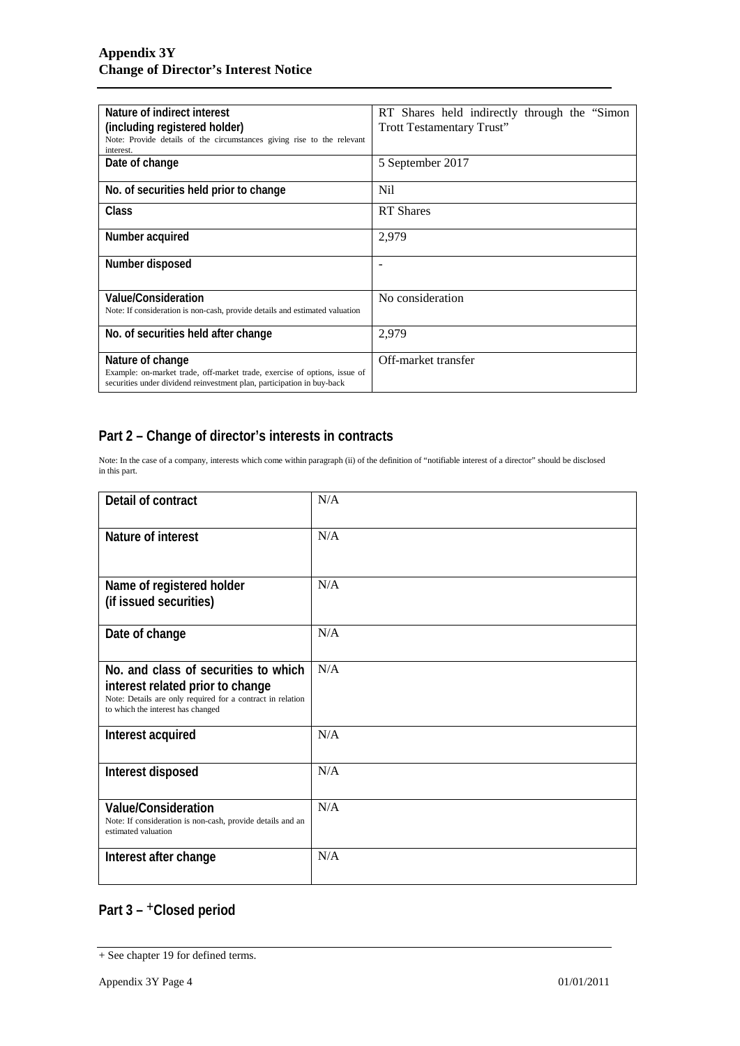| Nature of indirect interest (including registered holder) Note: Provide details of the circumstances giving rise to the relevant interest. | RT Shares held indirectly through the "Simon Trott Testamentary Trust" |
| --- | --- |
| Date of change | 5 September 2017 |
| No. of securities held prior to change | Nil |
| Class | RT Shares |
| Number acquired | 2,979 |
| Number disposed | - |
| Value/Consideration Note: If consideration is non-cash, provide details and estimated valuation | No consideration |
| No. of securities held after change | 2,979 |
| Nature of change Example: on-market trade, off-market trade, exercise of options, issue of securities under dividend reinvestment plan, participation in buy-back | Off-market transfer |

## Part 2 – Change of director's interests in contracts

Note: In the case of a company, interests which come within paragraph (ii) of the definition of "notifiable interest of a director" should be disclosed in this part.

| Detail of contract | N/A |
| --- | --- |
| Nature of interest | N/A |
| Name of registered holder (if issued securities) | N/A |
| Date of change | N/A |
| No. and class of securities to which interest related prior to change Note: Details are only required for a contract in relation to which the interest has changed | N/A |
| Interest acquired | N/A |
| Interest disposed | N/A |
| Value/Consideration Note: If consideration is non-cash, provide details and an estimated valuation | N/A |
| Interest after change | N/A |

## Part 3 – +Closed period

+ See chapter 19 for defined terms.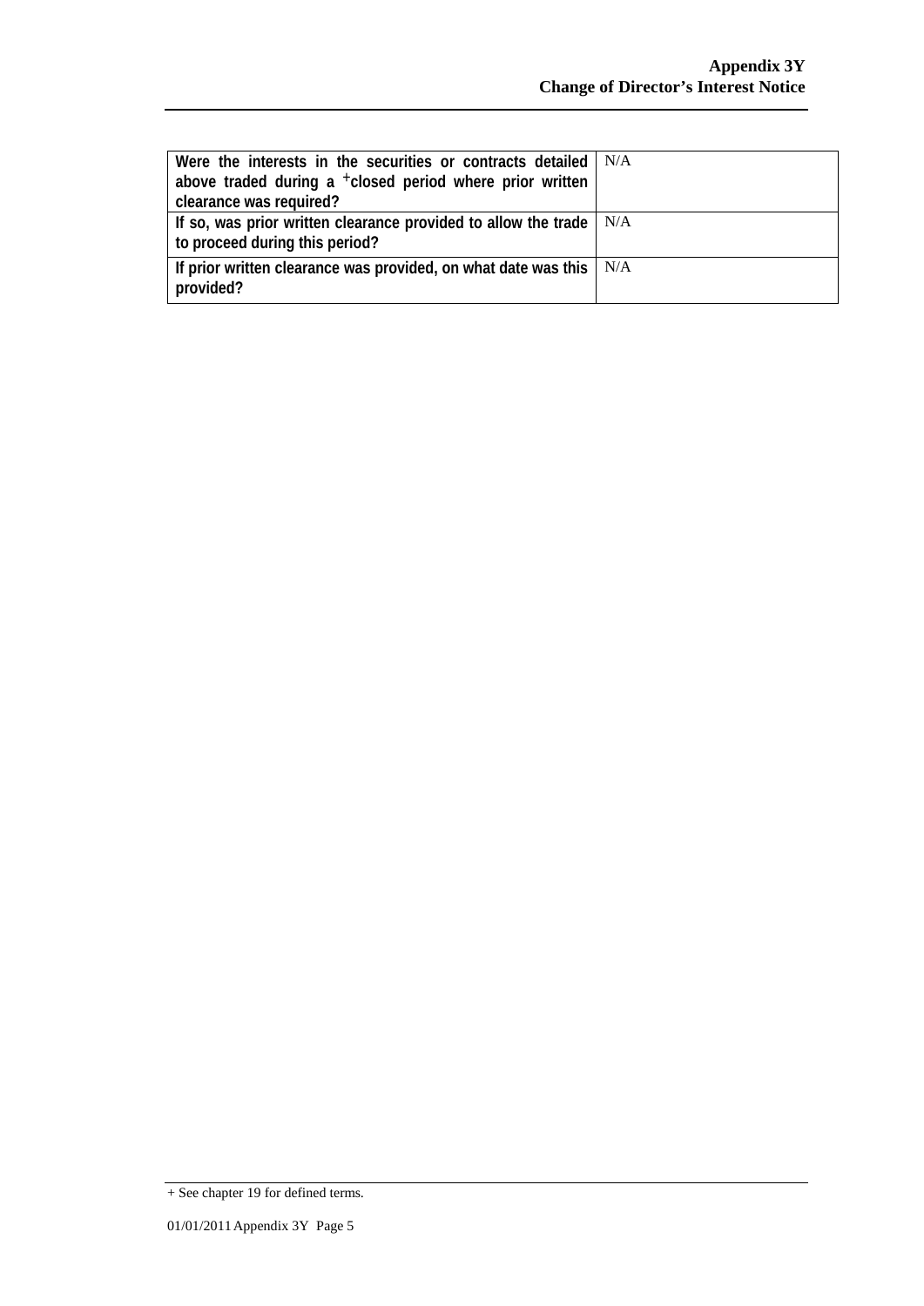| | |
|---|---|
| **Were the interests in the securities or contracts detailed above traded during a +closed period where prior written clearance was required?** | N/A |
| **If so, was prior written clearance provided to allow the trade to proceed during this period?** | N/A |
| **If prior written clearance was provided, on what date was this provided?** | N/A |

+ See chapter 19 for defined terms.